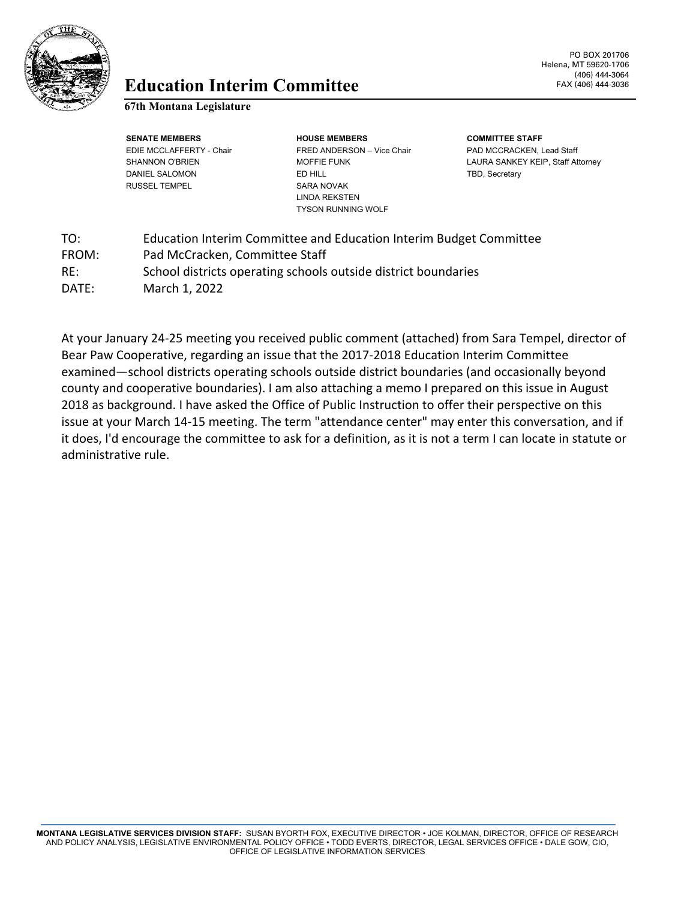# Education Interim Committee

**67th Montana Legislature**

PO BOX 201706
Helena, MT 59620-1706
(406) 444-3064
FAX (406) 444-3036

| SENATE MEMBERS | HOUSE MEMBERS | COMMITTEE STAFF |
|---|---|---|
| EDIE MCCLAFFERTY - Chair | FRED ANDERSON – Vice Chair | PAD MCCRACKEN, Lead Staff |
| SHANNON O'BRIEN | MOFFIE FUNK | LAURA SANKEY KEIP, Staff Attorney |
| DANIEL SALOMON | ED HILL | TBD, Secretary |
| RUSSEL TEMPEL | SARA NOVAK | |
| | LINDA REKSTEN | |
| | TYSON RUNNING WOLF | |

TO: Education Interim Committee and Education Interim Budget Committee
FROM: Pad McCracken, Committee Staff
RE: School districts operating schools outside district boundaries
DATE: March 1, 2022

At your January 24-25 meeting you received public comment (attached) from Sara Tempel, director of Bear Paw Cooperative, regarding an issue that the 2017-2018 Education Interim Committee examined—school districts operating schools outside district boundaries (and occasionally beyond county and cooperative boundaries). I am also attaching a memo I prepared on this issue in August 2018 as background. I have asked the Office of Public Instruction to offer their perspective on this issue at your March 14-15 meeting. The term "attendance center" may enter this conversation, and if it does, I'd encourage the committee to ask for a definition, as it is not a term I can locate in statute or administrative rule.

MONTANA LEGISLATIVE SERVICES DIVISION STAFF: SUSAN BYORTH FOX, EXECUTIVE DIRECTOR • JOE KOLMAN, DIRECTOR, OFFICE OF RESEARCH AND POLICY ANALYSIS, LEGISLATIVE ENVIRONMENTAL POLICY OFFICE • TODD EVERTS, DIRECTOR, LEGAL SERVICES OFFICE • DALE GOW, CIO, OFFICE OF LEGISLATIVE INFORMATION SERVICES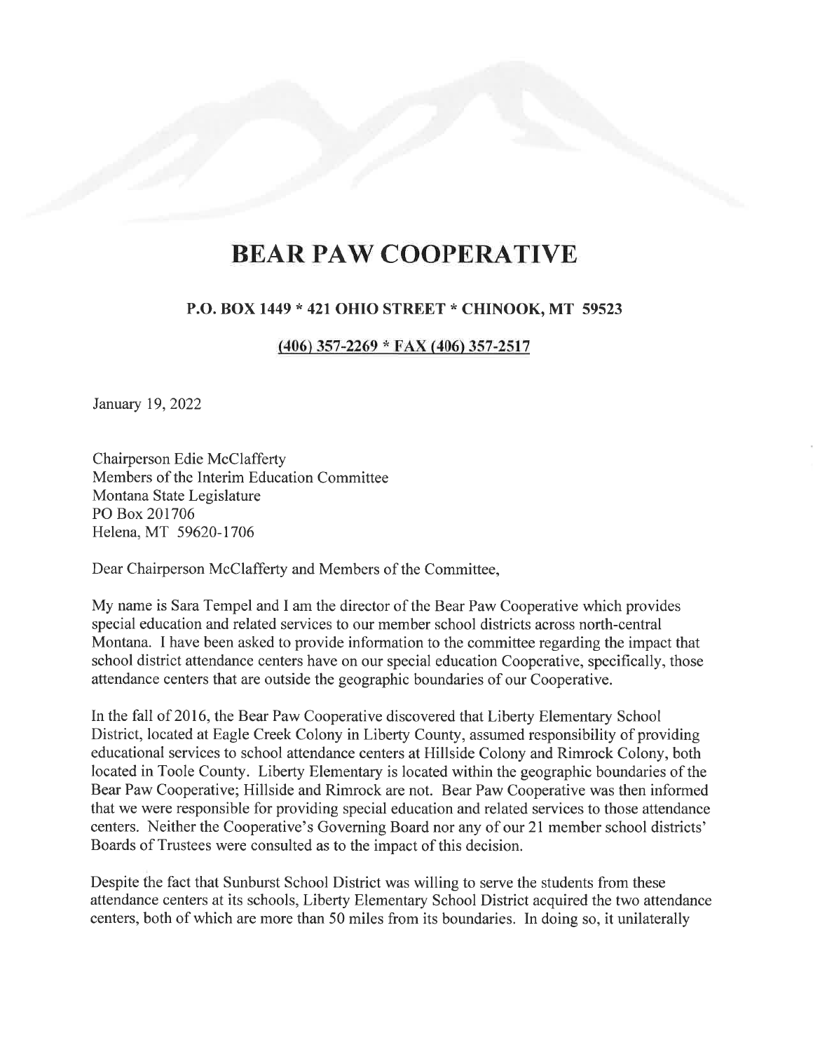# BEAR PAW COOPERATIVE

**P.O. BOX 1449 * 421 OHIO STREET * CHINOOK, MT 59523**

**(406) 357-2269 * FAX (406) 357-2517**

January 19, 2022

Chairperson Edie McClafferty
Members of the Interim Education Committee
Montana State Legislature
PO Box 201706
Helena, MT 59620-1706

Dear Chairperson McClafferty and Members of the Committee,

My name is Sara Tempel and I am the director of the Bear Paw Cooperative which provides special education and related services to our member school districts across north-central Montana. I have been asked to provide information to the committee regarding the impact that school district attendance centers have on our special education Cooperative, specifically, those attendance centers that are outside the geographic boundaries of our Cooperative.

In the fall of 2016, the Bear Paw Cooperative discovered that Liberty Elementary School District, located at Eagle Creek Colony in Liberty County, assumed responsibility of providing educational services to school attendance centers at Hillside Colony and Rimrock Colony, both located in Toole County. Liberty Elementary is located within the geographic boundaries of the Bear Paw Cooperative; Hillside and Rimrock are not. Bear Paw Cooperative was then informed that we were responsible for providing special education and related services to those attendance centers. Neither the Cooperative's Governing Board nor any of our 21 member school districts' Boards of Trustees were consulted as to the impact of this decision.

Despite the fact that Sunburst School District was willing to serve the students from these attendance centers at its schools, Liberty Elementary School District acquired the two attendance centers, both of which are more than 50 miles from its boundaries. In doing so, it unilaterally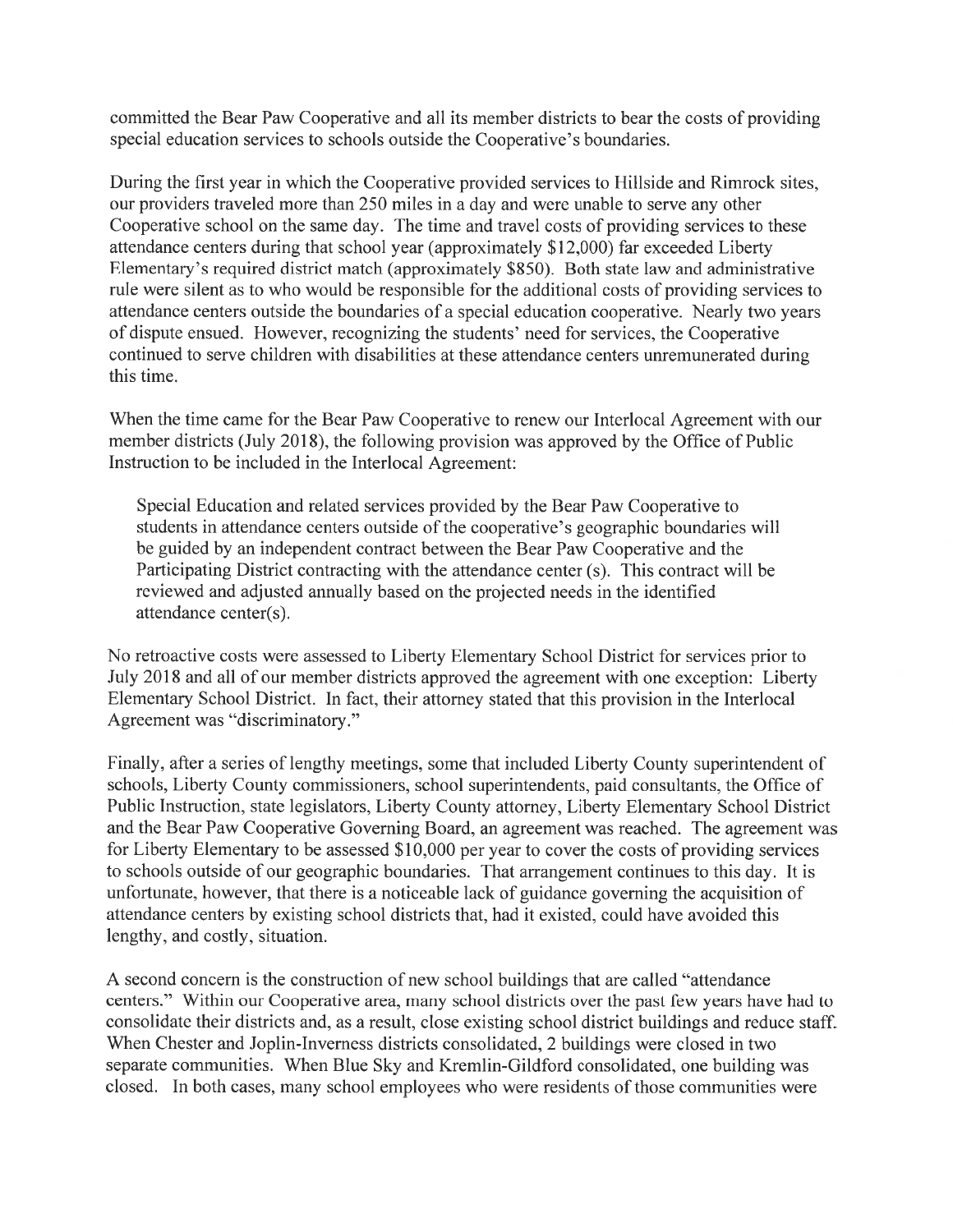committed the Bear Paw Cooperative and all its member districts to bear the costs of providing special education services to schools outside the Cooperative's boundaries.

During the first year in which the Cooperative provided services to Hillside and Rimrock sites, our providers traveled more than 250 miles in a day and were unable to serve any other Cooperative school on the same day. The time and travel costs of providing services to these attendance centers during that school year (approximately $12,000) far exceeded Liberty Elementary's required district match (approximately $850). Both state law and administrative rule were silent as to who would be responsible for the additional costs of providing services to attendance centers outside the boundaries of a special education cooperative. Nearly two years of dispute ensued. However, recognizing the students' need for services, the Cooperative continued to serve children with disabilities at these attendance centers unremunerated during this time.

When the time came for the Bear Paw Cooperative to renew our Interlocal Agreement with our member districts (July 2018), the following provision was approved by the Office of Public Instruction to be included in the Interlocal Agreement:

> Special Education and related services provided by the Bear Paw Cooperative to students in attendance centers outside of the cooperative's geographic boundaries will be guided by an independent contract between the Bear Paw Cooperative and the Participating District contracting with the attendance center (s). This contract will be reviewed and adjusted annually based on the projected needs in the identified attendance center(s).

No retroactive costs were assessed to Liberty Elementary School District for services prior to July 2018 and all of our member districts approved the agreement with one exception: Liberty Elementary School District. In fact, their attorney stated that this provision in the Interlocal Agreement was "discriminatory."

Finally, after a series of lengthy meetings, some that included Liberty County superintendent of schools, Liberty County commissioners, school superintendents, paid consultants, the Office of Public Instruction, state legislators, Liberty County attorney, Liberty Elementary School District and the Bear Paw Cooperative Governing Board, an agreement was reached. The agreement was for Liberty Elementary to be assessed $10,000 per year to cover the costs of providing services to schools outside of our geographic boundaries. That arrangement continues to this day. It is unfortunate, however, that there is a noticeable lack of guidance governing the acquisition of attendance centers by existing school districts that, had it existed, could have avoided this lengthy, and costly, situation.

A second concern is the construction of new school buildings that are called "attendance centers." Within our Cooperative area, many school districts over the past few years have had to consolidate their districts and, as a result, close existing school district buildings and reduce staff. When Chester and Joplin-Inverness districts consolidated, 2 buildings were closed in two separate communities. When Blue Sky and Kremlin-Gildford consolidated, one building was closed. In both cases, many school employees who were residents of those communities were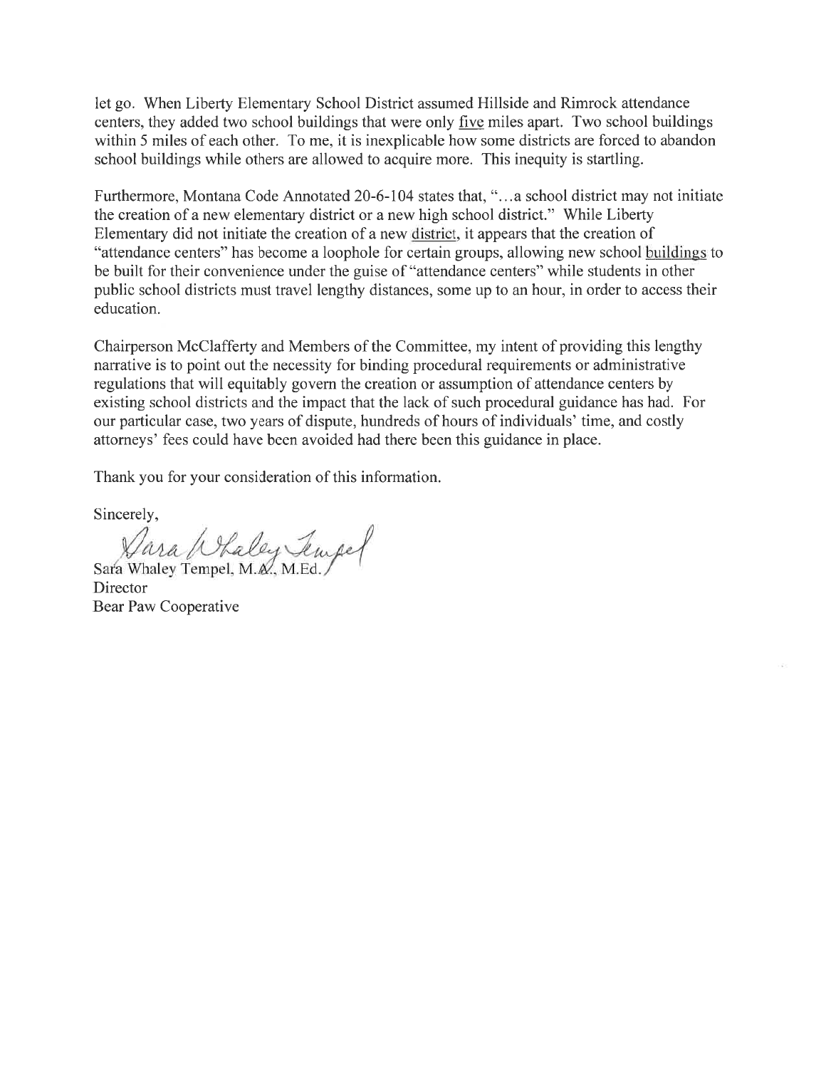let go. When Liberty Elementary School District assumed Hillside and Rimrock attendance centers, they added two school buildings that were only five miles apart. Two school buildings within 5 miles of each other. To me, it is inexplicable how some districts are forced to abandon school buildings while others are allowed to acquire more. This inequity is startling.

Furthermore, Montana Code Annotated 20-6-104 states that, "…a school district may not initiate the creation of a new elementary district or a new high school district." While Liberty Elementary did not initiate the creation of a new district, it appears that the creation of "attendance centers" has become a loophole for certain groups, allowing new school buildings to be built for their convenience under the guise of "attendance centers" while students in other public school districts must travel lengthy distances, some up to an hour, in order to access their education.

Chairperson McClafferty and Members of the Committee, my intent of providing this lengthy narrative is to point out the necessity for binding procedural requirements or administrative regulations that will equitably govern the creation or assumption of attendance centers by existing school districts and the impact that the lack of such procedural guidance has had. For our particular case, two years of dispute, hundreds of hours of individuals' time, and costly attorneys' fees could have been avoided had there been this guidance in place.

Thank you for your consideration of this information.

Sincerely,

Sara Whaley Tempel

Sara Whaley Tempel, M.A., M.Ed.
Director
Bear Paw Cooperative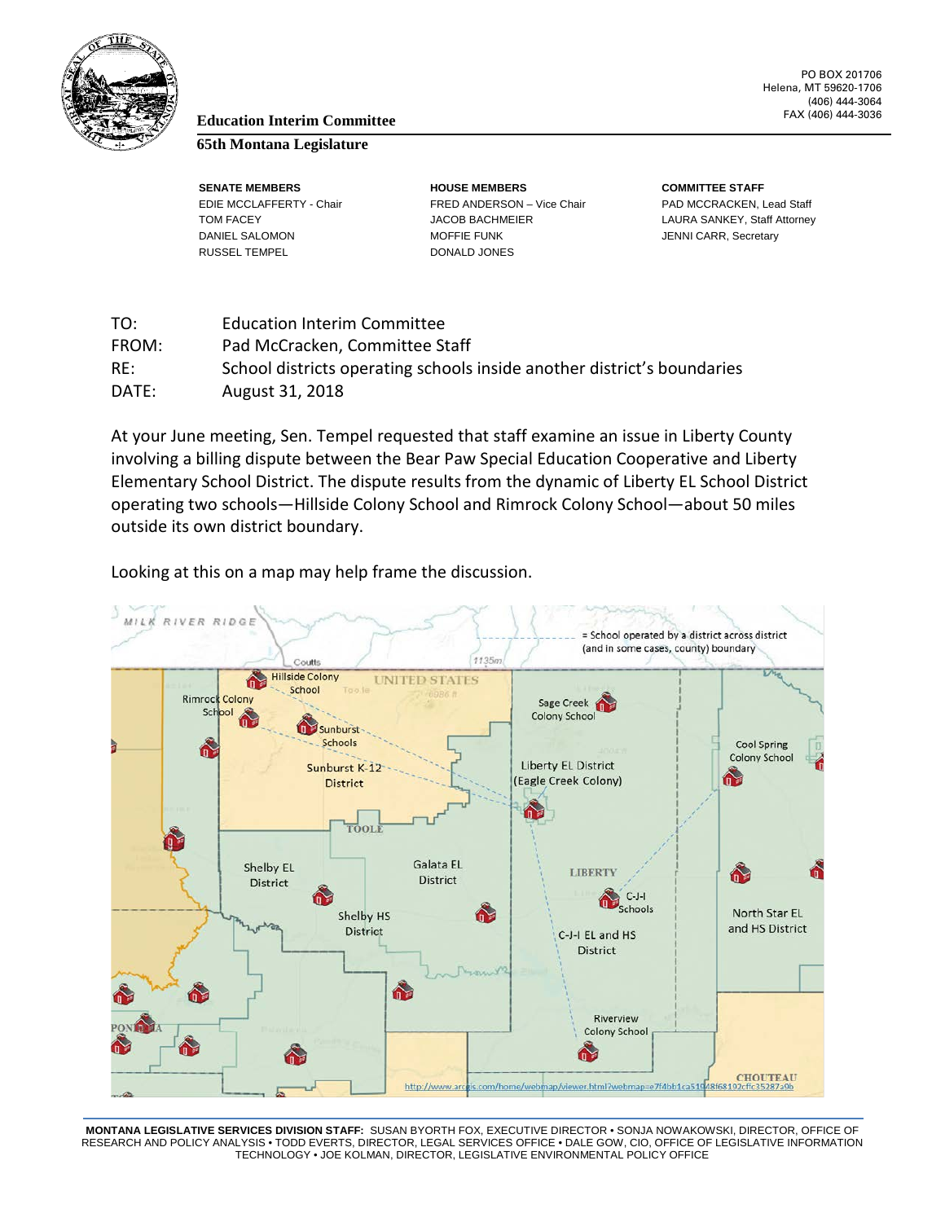**Education Interim Committee**

**65th Montana Legislature**

PO BOX 201706
Helena, MT 59620-1706
(406) 444-3064
FAX (406) 444-3036

| SENATE MEMBERS | HOUSE MEMBERS | COMMITTEE STAFF |
|---|---|---|
| EDIE MCCLAFFERTY - Chair | FRED ANDERSON – Vice Chair | PAD MCCRACKEN, Lead Staff |
| TOM FACEY | JACOB BACHMEIER | LAURA SANKEY, Staff Attorney |
| DANIEL SALOMON | MOFFIE FUNK | JENNI CARR, Secretary |
| RUSSEL TEMPEL | DONALD JONES | |

TO: Education Interim Committee
FROM: Pad McCracken, Committee Staff
RE: School districts operating schools inside another district's boundaries
DATE: August 31, 2018

At your June meeting, Sen. Tempel requested that staff examine an issue in Liberty County involving a billing dispute between the Bear Paw Special Education Cooperative and Liberty Elementary School District. The dispute results from the dynamic of Liberty EL School District operating two schools—Hillside Colony School and Rimrock Colony School—about 50 miles outside its own district boundary.

Looking at this on a map may help frame the discussion.

= School operated by a district across district (and in some cases, county) boundary

http://www.arcgis.com/home/webmap/viewer.html?webmap=e7f4bb1ca51948f68192cfc35287a9b

MONTANA LEGISLATIVE SERVICES DIVISION STAFF: SUSAN BYORTH FOX, EXECUTIVE DIRECTOR • SONJA NOWAKOWSKI, DIRECTOR, OFFICE OF RESEARCH AND POLICY ANALYSIS • TODD EVERTS, DIRECTOR, LEGAL SERVICES OFFICE • DALE GOW, CIO, OFFICE OF LEGISLATIVE INFORMATION TECHNOLOGY • JOE KOLMAN, DIRECTOR, LEGISLATIVE ENVIRONMENTAL POLICY OFFICE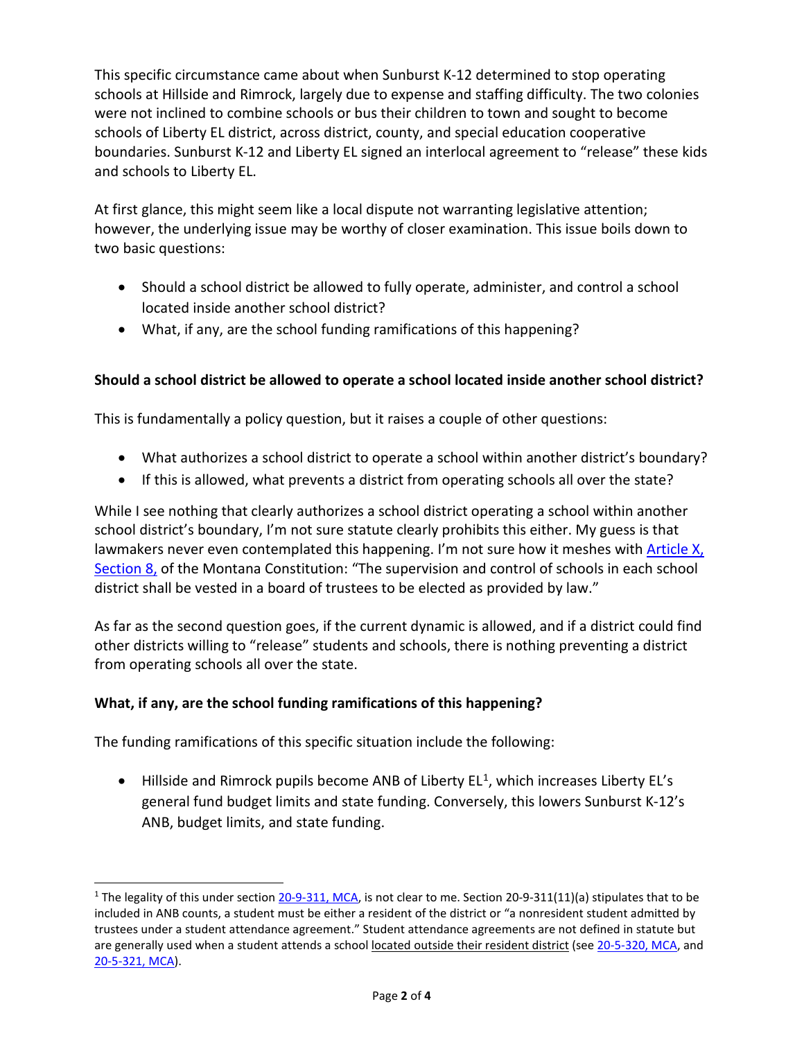This specific circumstance came about when Sunburst K-12 determined to stop operating schools at Hillside and Rimrock, largely due to expense and staffing difficulty. The two colonies were not inclined to combine schools or bus their children to town and sought to become schools of Liberty EL district, across district, county, and special education cooperative boundaries. Sunburst K-12 and Liberty EL signed an interlocal agreement to "release" these kids and schools to Liberty EL.

At first glance, this might seem like a local dispute not warranting legislative attention; however, the underlying issue may be worthy of closer examination. This issue boils down to two basic questions:

- Should a school district be allowed to fully operate, administer, and control a school located inside another school district?
- What, if any, are the school funding ramifications of this happening?

**Should a school district be allowed to operate a school located inside another school district?**

This is fundamentally a policy question, but it raises a couple of other questions:

- What authorizes a school district to operate a school within another district's boundary?
- If this is allowed, what prevents a district from operating schools all over the state?

While I see nothing that clearly authorizes a school district operating a school within another school district's boundary, I'm not sure statute clearly prohibits this either. My guess is that lawmakers never even contemplated this happening. I'm not sure how it meshes with Article X, Section 8, of the Montana Constitution: "The supervision and control of schools in each school district shall be vested in a board of trustees to be elected as provided by law."

As far as the second question goes, if the current dynamic is allowed, and if a district could find other districts willing to "release" students and schools, there is nothing preventing a district from operating schools all over the state.

**What, if any, are the school funding ramifications of this happening?**

The funding ramifications of this specific situation include the following:

- Hillside and Rimrock pupils become ANB of Liberty EL[1], which increases Liberty EL's general fund budget limits and state funding. Conversely, this lowers Sunburst K-12's ANB, budget limits, and state funding.

[1] The legality of this under section 20-9-311, MCA, is not clear to me. Section 20-9-311(11)(a) stipulates that to be included in ANB counts, a student must be either a resident of the district or "a nonresident student admitted by trustees under a student attendance agreement." Student attendance agreements are not defined in statute but are generally used when a student attends a school located outside their resident district (see 20-5-320, MCA, and 20-5-321, MCA).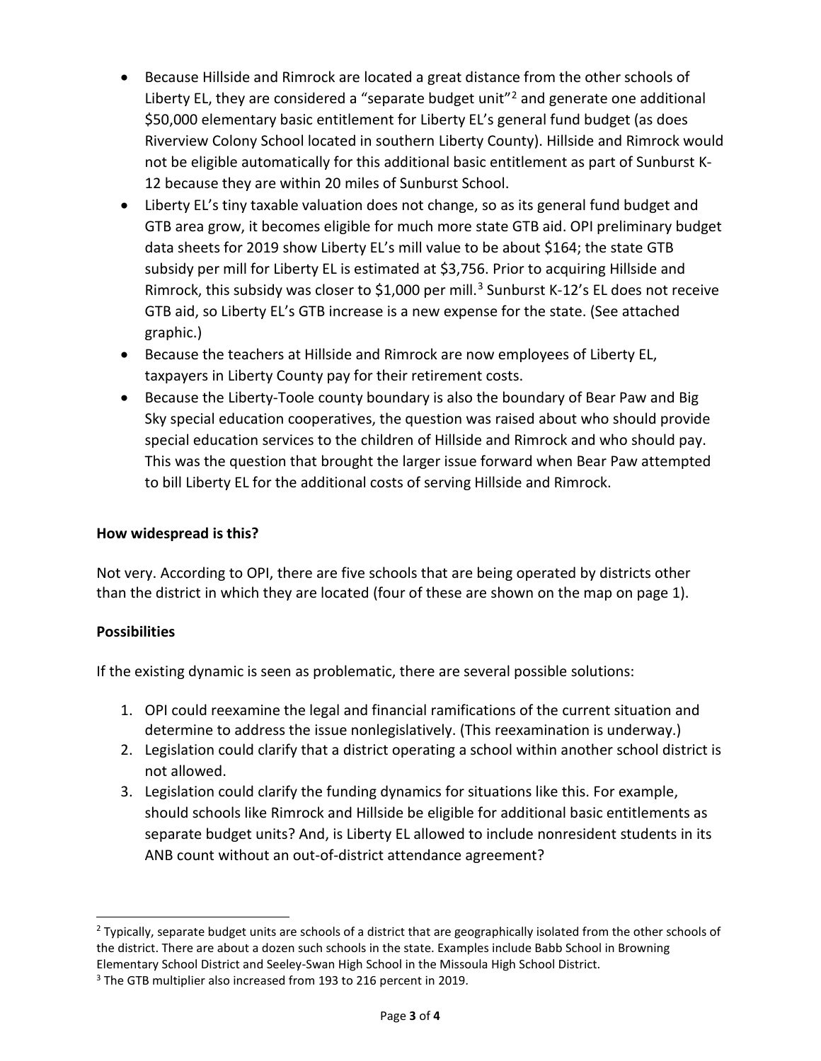- Because Hillside and Rimrock are located a great distance from the other schools of Liberty EL, they are considered a "separate budget unit"[2] and generate one additional $50,000 elementary basic entitlement for Liberty EL's general fund budget (as does Riverview Colony School located in southern Liberty County). Hillside and Rimrock would not be eligible automatically for this additional basic entitlement as part of Sunburst K-12 because they are within 20 miles of Sunburst School.
- Liberty EL's tiny taxable valuation does not change, so as its general fund budget and GTB area grow, it becomes eligible for much more state GTB aid. OPI preliminary budget data sheets for 2019 show Liberty EL's mill value to be about $164; the state GTB subsidy per mill for Liberty EL is estimated at $3,756. Prior to acquiring Hillside and Rimrock, this subsidy was closer to $1,000 per mill.[3] Sunburst K-12's EL does not receive GTB aid, so Liberty EL's GTB increase is a new expense for the state. (See attached graphic.)
- Because the teachers at Hillside and Rimrock are now employees of Liberty EL, taxpayers in Liberty County pay for their retirement costs.
- Because the Liberty-Toole county boundary is also the boundary of Bear Paw and Big Sky special education cooperatives, the question was raised about who should provide special education services to the children of Hillside and Rimrock and who should pay. This was the question that brought the larger issue forward when Bear Paw attempted to bill Liberty EL for the additional costs of serving Hillside and Rimrock.

**How widespread is this?**

Not very. According to OPI, there are five schools that are being operated by districts other than the district in which they are located (four of these are shown on the map on page 1).

**Possibilities**

If the existing dynamic is seen as problematic, there are several possible solutions:

1. OPI could reexamine the legal and financial ramifications of the current situation and determine to address the issue nonlegislatively. (This reexamination is underway.)
2. Legislation could clarify that a district operating a school within another school district is not allowed.
3. Legislation could clarify the funding dynamics for situations like this. For example, should schools like Rimrock and Hillside be eligible for additional basic entitlements as separate budget units? And, is Liberty EL allowed to include nonresident students in its ANB count without an out-of-district attendance agreement?

---

[2] Typically, separate budget units are schools of a district that are geographically isolated from the other schools of the district. There are about a dozen such schools in the state. Examples include Babb School in Browning Elementary School District and Seeley-Swan High School in the Missoula High School District.

[3] The GTB multiplier also increased from 193 to 216 percent in 2019.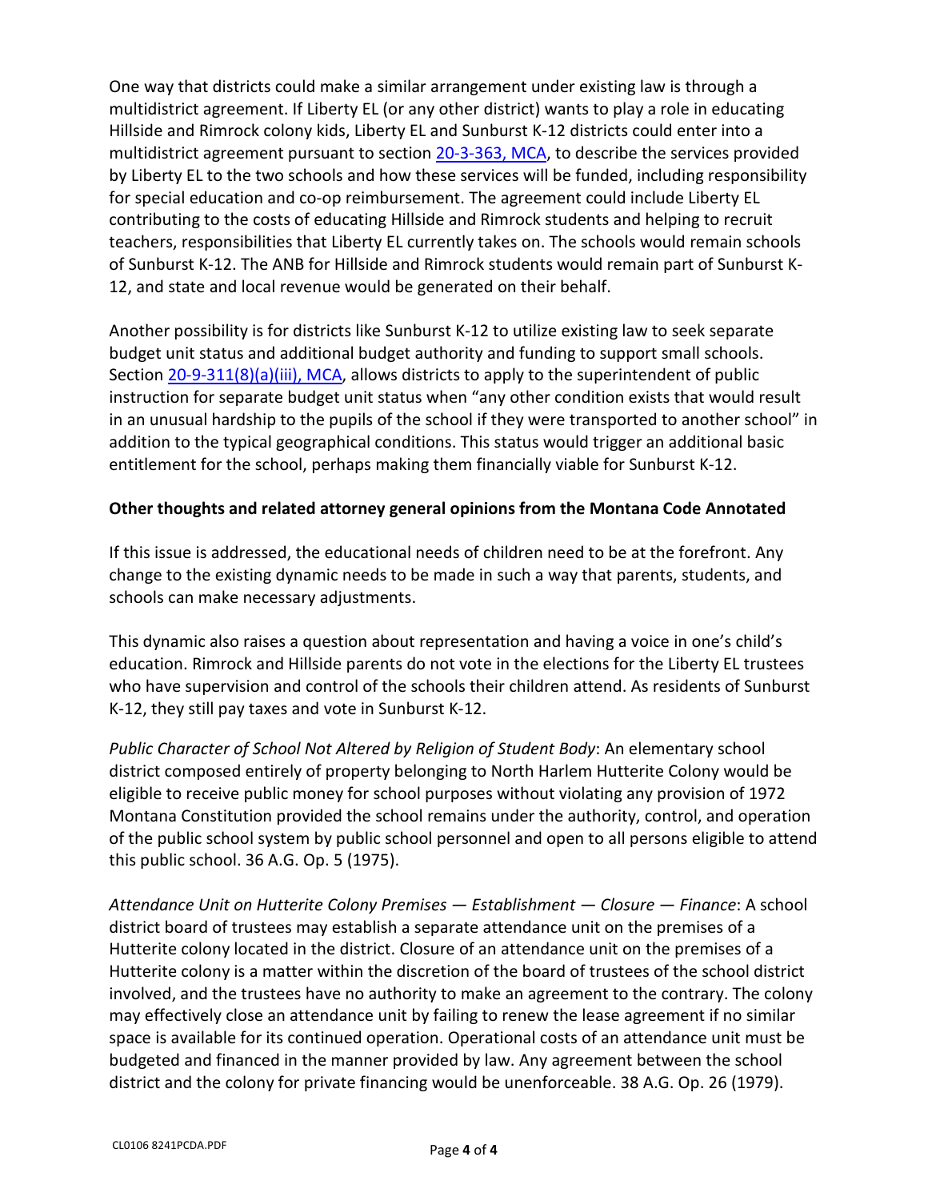One way that districts could make a similar arrangement under existing law is through a multidistrict agreement. If Liberty EL (or any other district) wants to play a role in educating Hillside and Rimrock colony kids, Liberty EL and Sunburst K-12 districts could enter into a multidistrict agreement pursuant to section [20-3-363, MCA](), to describe the services provided by Liberty EL to the two schools and how these services will be funded, including responsibility for special education and co-op reimbursement. The agreement could include Liberty EL contributing to the costs of educating Hillside and Rimrock students and helping to recruit teachers, responsibilities that Liberty EL currently takes on. The schools would remain schools of Sunburst K-12. The ANB for Hillside and Rimrock students would remain part of Sunburst K-12, and state and local revenue would be generated on their behalf.

Another possibility is for districts like Sunburst K-12 to utilize existing law to seek separate budget unit status and additional budget authority and funding to support small schools. Section [20-9-311(8)(a)(iii), MCA](), allows districts to apply to the superintendent of public instruction for separate budget unit status when "any other condition exists that would result in an unusual hardship to the pupils of the school if they were transported to another school" in addition to the typical geographical conditions. This status would trigger an additional basic entitlement for the school, perhaps making them financially viable for Sunburst K-12.

**Other thoughts and related attorney general opinions from the Montana Code Annotated**

If this issue is addressed, the educational needs of children need to be at the forefront. Any change to the existing dynamic needs to be made in such a way that parents, students, and schools can make necessary adjustments.

This dynamic also raises a question about representation and having a voice in one's child's education. Rimrock and Hillside parents do not vote in the elections for the Liberty EL trustees who have supervision and control of the schools their children attend. As residents of Sunburst K-12, they still pay taxes and vote in Sunburst K-12.

*Public Character of School Not Altered by Religion of Student Body*: An elementary school district composed entirely of property belonging to North Harlem Hutterite Colony would be eligible to receive public money for school purposes without violating any provision of 1972 Montana Constitution provided the school remains under the authority, control, and operation of the public school system by public school personnel and open to all persons eligible to attend this public school. 36 A.G. Op. 5 (1975).

*Attendance Unit on Hutterite Colony Premises — Establishment — Closure — Finance*: A school district board of trustees may establish a separate attendance unit on the premises of a Hutterite colony located in the district. Closure of an attendance unit on the premises of a Hutterite colony is a matter within the discretion of the board of trustees of the school district involved, and the trustees have no authority to make an agreement to the contrary. The colony may effectively close an attendance unit by failing to renew the lease agreement if no similar space is available for its continued operation. Operational costs of an attendance unit must be budgeted and financed in the manner provided by law. Any agreement between the school district and the colony for private financing would be unenforceable. 38 A.G. Op. 26 (1979).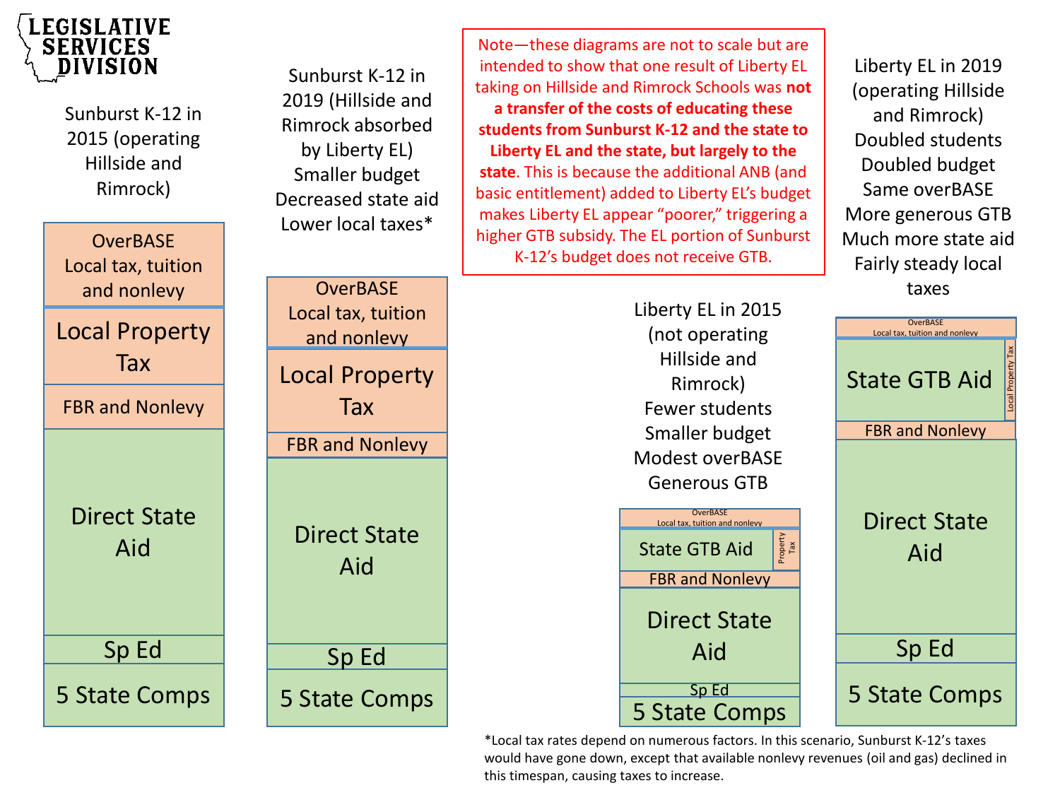LEGISLATIVE SERVICES DIVISION

Sunburst K-12 in 2015 (operating Hillside and Rimrock)

OverBASE Local tax, tuition and nonlevy

Local Property Tax

FBR and Nonlevy

Direct State Aid

Sp Ed

5 State Comps

Sunburst K-12 in 2019 (Hillside and Rimrock absorbed by Liberty EL)
Smaller budget
Decreased state aid
Lower local taxes*

OverBASE Local tax, tuition and nonlevy

Local Property Tax

FBR and Nonlevy

Direct State Aid

Sp Ed

5 State Comps

Note—these diagrams are not to scale but are intended to show that one result of Liberty EL taking on Hillside and Rimrock Schools was **not a transfer of the costs of educating these students from Sunburst K-12 and the state to Liberty EL and the state, but largely to the state**. This is because the additional ANB (and basic entitlement) added to Liberty EL's budget makes Liberty EL appear "poorer," triggering a higher GTB subsidy. The EL portion of Sunburst K-12's budget does not receive GTB.

Liberty EL in 2015 (not operating Hillside and Rimrock)
Fewer students
Smaller budget
Modest overBASE
Generous GTB

OverBASE Local tax, tuition and nonlevy

State GTB Aid

Property Tax

FBR and Nonlevy

Direct State Aid

Sp Ed

5 State Comps

Liberty EL in 2019 (operating Hillside and Rimrock)
Doubled students
Doubled budget
Same overBASE
More generous GTB
Much more state aid
Fairly steady local taxes

OverBASE Local tax, tuition and nonlevy

State GTB Aid

Local Property Tax

FBR and Nonlevy

Direct State Aid

Sp Ed

5 State Comps

*Local tax rates depend on numerous factors. In this scenario, Sunburst K-12's taxes would have gone down, except that available nonlevy revenues (oil and gas) declined in this timespan, causing taxes to increase.